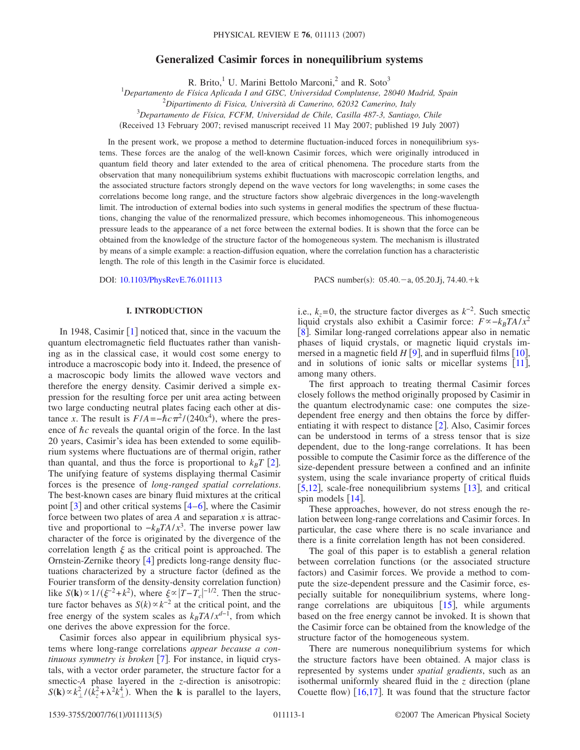# Generalized Casimir forces in nonequilibrium systems

R. Brito,[1] U. Marini Bettolo Marconi,[2] and R. Soto[3]

[1]*Departamento de Física Aplicada I and GISC, Universidad Complutense, 28040 Madrid, Spain*
[2]*Dipartimento di Fisica, Università di Camerino, 62032 Camerino, Italy*
[3]*Departamento de Física, FCFM, Universidad de Chile, Casilla 487-3, Santiago, Chile*

(Received 13 February 2007; revised manuscript received 11 May 2007; published 19 July 2007)

In the present work, we propose a method to determine fluctuation-induced forces in nonequilibrium systems. These forces are the analog of the well-known Casimir forces, which were originally introduced in quantum field theory and later extended to the area of critical phenomena. The procedure starts from the observation that many nonequilibrium systems exhibit fluctuations with macroscopic correlation lengths, and the associated structure factors strongly depend on the wave vectors for long wavelengths; in some cases the correlations become long range, and the structure factors show algebraic divergences in the long-wavelength limit. The introduction of external bodies into such systems in general modifies the spectrum of these fluctuations, changing the value of the renormalized pressure, which becomes inhomogeneous. This inhomogeneous pressure leads to the appearance of a net force between the external bodies. It is shown that the force can be obtained from the knowledge of the structure factor of the homogeneous system. The mechanism is illustrated by means of a simple example: a reaction-diffusion equation, where the correlation function has a characteristic length. The role of this length in the Casimir force is elucidated.

DOI: 10.1103/PhysRevE.76.011113 PACS number(s): 05.40.−a, 05.20.Jj, 74.40.+k

## I. INTRODUCTION

In 1948, Casimir [1] noticed that, since in the vacuum the quantum electromagnetic field fluctuates rather than vanishing as in the classical case, it would cost some energy to introduce a macroscopic body into it. Indeed, the presence of a macroscopic body limits the allowed wave vectors and therefore the energy density. Casimir derived a simple expression for the resulting force per unit area acting between two large conducting neutral plates facing each other at distance $x$. The result is $F/A=-\hbar c\pi^2/(240x^4)$, where the presence of $\hbar c$ reveals the quantal origin of the force. In the last 20 years, Casimir's idea has been extended to some equilibrium systems where fluctuations are of thermal origin, rather than quantal, and thus the force is proportional to $k_BT$ [2]. The unifying feature of systems displaying thermal Casimir forces is the presence of *long-ranged spatial correlations*. The best-known cases are binary fluid mixtures at the critical point [3] and other critical systems [4–6], where the Casimir force between two plates of area $A$ and separation $x$ is attractive and proportional to $-k_BTA/x^3$. The inverse power law character of the force is originated by the divergence of the correlation length $\xi$ as the critical point is approached. The Ornstein-Zernike theory [4] predicts long-range density fluctuations characterized by a structure factor (defined as the Fourier transform of the density-density correlation function) like $S(\mathbf{k})\propto 1/(\xi^{-2}+k^2)$, where $\xi\propto|T-T_c|^{-1/2}$. Then the structure factor behaves as $S(k)\propto k^{-2}$ at the critical point, and the free energy of the system scales as $k_BTA/x^{d-1}$, from which one derives the above expression for the force.

Casimir forces also appear in equilibrium physical systems where long-range correlations *appear because a continuous symmetry is broken* [7]. For instance, in liquid crystals, with a vector order parameter, the structure factor for a smectic-*A* phase layered in the $z$-direction is anisotropic: $S(\mathbf{k})\propto k_\perp^2/(k_z^2+\lambda^2k_\perp^4)$. When the $\mathbf{k}$ is parallel to the layers, i.e., $k_z=0$, the structure factor diverges as $k^{-2}$. Such smectic liquid crystals also exhibit a Casimir force: $F\propto -k_BTA/x^2$ [8]. Similar long-ranged correlations appear also in nematic phases of liquid crystals, or magnetic liquid crystals immersed in a magnetic field $H$ [9], and in superfluid films [10], and in solutions of ionic salts or micellar systems [11], among many others.

The first approach to treating thermal Casimir forces closely follows the method originally proposed by Casimir in the quantum electrodynamic case: one computes the size-dependent free energy and then obtains the force by differentiating it with respect to distance [2]. Also, Casimir forces can be understood in terms of a stress tensor that is size dependent, due to the long-range correlations. It has been possible to compute the Casimir force as the difference of the size-dependent pressure between a confined and an infinite system, using the scale invariance property of critical fluids [5,12], scale-free nonequilibrium systems [13], and critical spin models [14].

These approaches, however, do not stress enough the relation between long-range correlations and Casimir forces. In particular, the case where there is no scale invariance and there is a finite correlation length has not been considered.

The goal of this paper is to establish a general relation between correlation functions (or the associated structure factors) and Casimir forces. We provide a method to compute the size-dependent pressure and the Casimir force, especially suitable for nonequilibrium systems, where long-range correlations are ubiquitous [15], while arguments based on the free energy cannot be invoked. It is shown that the Casimir force can be obtained from the knowledge of the structure factor of the homogeneous system.

There are numerous nonequilibrium systems for which the structure factors have been obtained. A major class is represented by systems under *spatial gradients*, such as an isothermal uniformly sheared fluid in the $z$ direction (plane Couette flow) [16,17]. It was found that the structure factor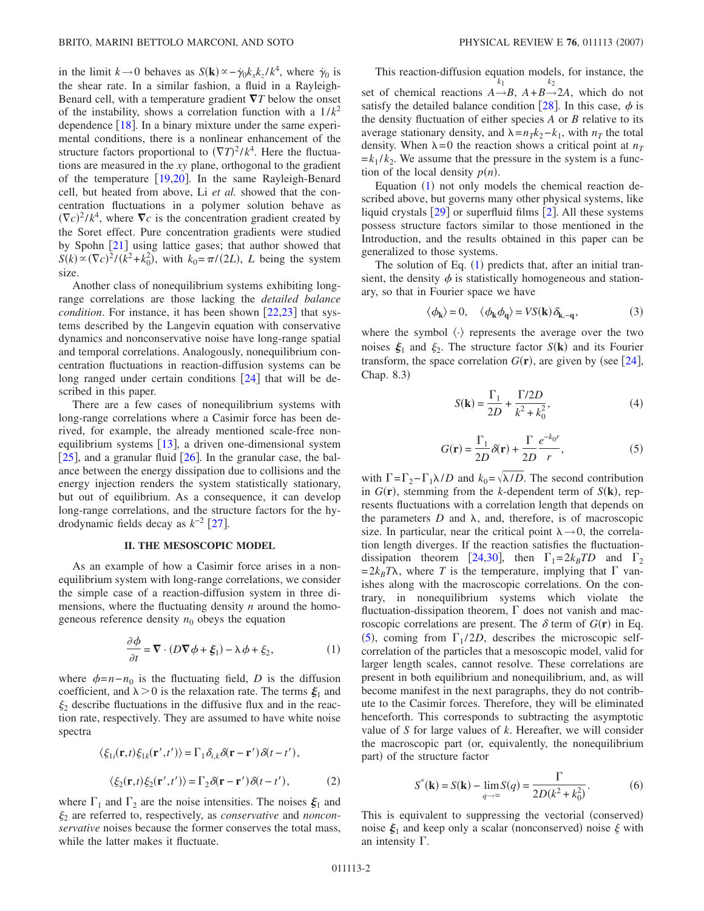in the limit $k \to 0$ behaves as $S(\mathbf{k}) \propto -\dot{\gamma}_0 k_x k_z / k^4$, where $\dot{\gamma}_0$ is the shear rate. In a similar fashion, a fluid in a Rayleigh-Benard cell, with a temperature gradient $\nabla T$ below the onset of the instability, shows a correlation function with a $1/k^2$ dependence [18]. In a binary mixture under the same experimental conditions, there is a nonlinear enhancement of the structure factors proportional to $(\nabla T)^2/k^4$. Here the fluctuations are measured in the $xy$ plane, orthogonal to the gradient of the temperature [19,20]. In the same Rayleigh-Benard cell, but heated from above, Li *et al.* showed that the concentration fluctuations in a polymer solution behave as $(\nabla c)^2/k^4$, where $\nabla c$ is the concentration gradient created by the Soret effect. Pure concentration gradients were studied by Spohn [21] using lattice gases; that author showed that $S(k) \propto (\nabla c)^2/(k^2 + k_0^2)$, with $k_0 = \pi/(2L)$, $L$ being the system size.

Another class of nonequilibrium systems exhibiting long-range correlations are those lacking the *detailed balance condition*. For instance, it has been shown [22,23] that systems described by the Langevin equation with conservative dynamics and nonconservative noise have long-range spatial and temporal correlations. Analogously, nonequilibrium concentration fluctuations in reaction-diffusion systems can be long ranged under certain conditions [24] that will be described in this paper.

There are a few cases of nonequilibrium systems with long-range correlations where a Casimir force has been derived, for example, the already mentioned scale-free nonequilibrium systems [13], a driven one-dimensional system [25], and a granular fluid [26]. In the granular case, the balance between the energy dissipation due to collisions and the energy injection renders the system statistically stationary, but out of equilibrium. As a consequence, it can develop long-range correlations, and the structure factors for the hydrodynamic fields decay as $k^{-2}$ [27].

## II. THE MESOSCOPIC MODEL

As an example of how a Casimir force arises in a nonequilibrium system with long-range correlations, we consider the simple case of a reaction-diffusion system in three dimensions, where the fluctuating density $n$ around the homogeneous reference density $n_0$ obeys the equation

$$\frac{\partial \phi}{\partial t} = \nabla \cdot (D \nabla \phi + \boldsymbol{\xi}_1) - \lambda \phi + \xi_2, \tag{1}$$

where $\phi = n - n_0$ is the fluctuating field, $D$ is the diffusion coefficient, and $\lambda > 0$ is the relaxation rate. The terms $\boldsymbol{\xi}_1$ and $\xi_2$ describe fluctuations in the diffusive flux and in the reaction rate, respectively. They are assumed to have white noise spectra

$$\langle \xi_{1i}(\mathbf{r},t)\xi_{1k}(\mathbf{r}',t')\rangle = \Gamma_1 \delta_{i,k}\delta(\mathbf{r}-\mathbf{r}')\delta(t-t'),$$

$$\langle \xi_2(\mathbf{r},t)\xi_2(\mathbf{r}',t')\rangle = \Gamma_2 \delta(\mathbf{r}-\mathbf{r}')\delta(t-t'), \tag{2}$$

where $\Gamma_1$ and $\Gamma_2$ are the noise intensities. The noises $\boldsymbol{\xi}_1$ and $\xi_2$ are referred to, respectively, as *conservative* and *nonconservative* noises because the former conserves the total mass, while the latter makes it fluctuate.

This reaction-diffusion equation models, for instance, the set of chemical reactions $A \overset{k_1}{\to} B$, $A + B \overset{k_2}{\to} 2A$, which do not satisfy the detailed balance condition [28]. In this case, $\phi$ is the density fluctuation of either species $A$ or $B$ relative to its average stationary density, and $\lambda = n_T k_2 - k_1$, with $n_T$ the total density. When $\lambda = 0$ the reaction shows a critical point at $n_T = k_1/k_2$. We assume that the pressure in the system is a function of the local density $p(n)$.

Equation (1) not only models the chemical reaction described above, but governs many other physical systems, like liquid crystals [29] or superfluid films [2]. All these systems possess structure factors similar to those mentioned in the Introduction, and the results obtained in this paper can be generalized to those systems.

The solution of Eq. (1) predicts that, after an initial transient, the density $\phi$ is statistically homogeneous and stationary, so that in Fourier space we have

$$\langle \phi_{\mathbf{k}} \rangle = 0, \quad \langle \phi_{\mathbf{k}} \phi_{\mathbf{q}} \rangle = V S(\mathbf{k}) \delta_{\mathbf{k},-\mathbf{q}}, \tag{3}$$

where the symbol $\langle \cdot \rangle$ represents the average over the two noises $\boldsymbol{\xi}_1$ and $\xi_2$. The structure factor $S(\mathbf{k})$ and its Fourier transform, the space correlation $G(\mathbf{r})$, are given by (see [24], Chap. 8.3)

$$S(\mathbf{k}) = \frac{\Gamma_1}{2D} + \frac{\Gamma/2D}{k^2 + k_0^2}, \tag{4}$$

$$G(\mathbf{r}) = \frac{\Gamma_1}{2D}\delta(\mathbf{r}) + \frac{\Gamma}{2D}\frac{e^{-k_0 r}}{r}, \tag{5}$$

with $\Gamma = \Gamma_2 - \Gamma_1 \lambda / D$ and $k_0 = \sqrt{\lambda / D}$. The second contribution in $G(\mathbf{r})$, stemming from the $k$-dependent term of $S(\mathbf{k})$, represents fluctuations with a correlation length that depends on the parameters $D$ and $\lambda$, and, therefore, is of macroscopic size. In particular, near the critical point $\lambda \to 0$, the correlation length diverges. If the reaction satisfies the fluctuation-dissipation theorem [24,30], then $\Gamma_1 = 2k_B T D$ and $\Gamma_2 = 2k_B T \lambda$, where $T$ is the temperature, implying that $\Gamma$ vanishes along with the macroscopic correlations. On the contrary, in nonequilibrium systems which violate the fluctuation-dissipation theorem, $\Gamma$ does not vanish and macroscopic correlations are present. The $\delta$ term of $G(\mathbf{r})$ in Eq. (5), coming from $\Gamma_1/2D$, describes the microscopic self-correlation of the particles that a mesoscopic model, valid for larger length scales, cannot resolve. These correlations are present in both equilibrium and nonequilibrium, and, as will become manifest in the next paragraphs, they do not contribute to the Casimir forces. Therefore, they will be eliminated henceforth. This corresponds to subtracting the asymptotic value of $S$ for large values of $k$. Hereafter, we will consider the macroscopic part (or, equivalently, the nonequilibrium part) of the structure factor

$$S^*(\mathbf{k}) = S(\mathbf{k}) - \lim_{q \to \infty} S(q) = \frac{\Gamma}{2D(k^2 + k_0^2)}. \tag{6}$$

This is equivalent to suppressing the vectorial (conserved) noise $\boldsymbol{\xi}_1$ and keep only a scalar (nonconserved) noise $\xi$ with an intensity $\Gamma$.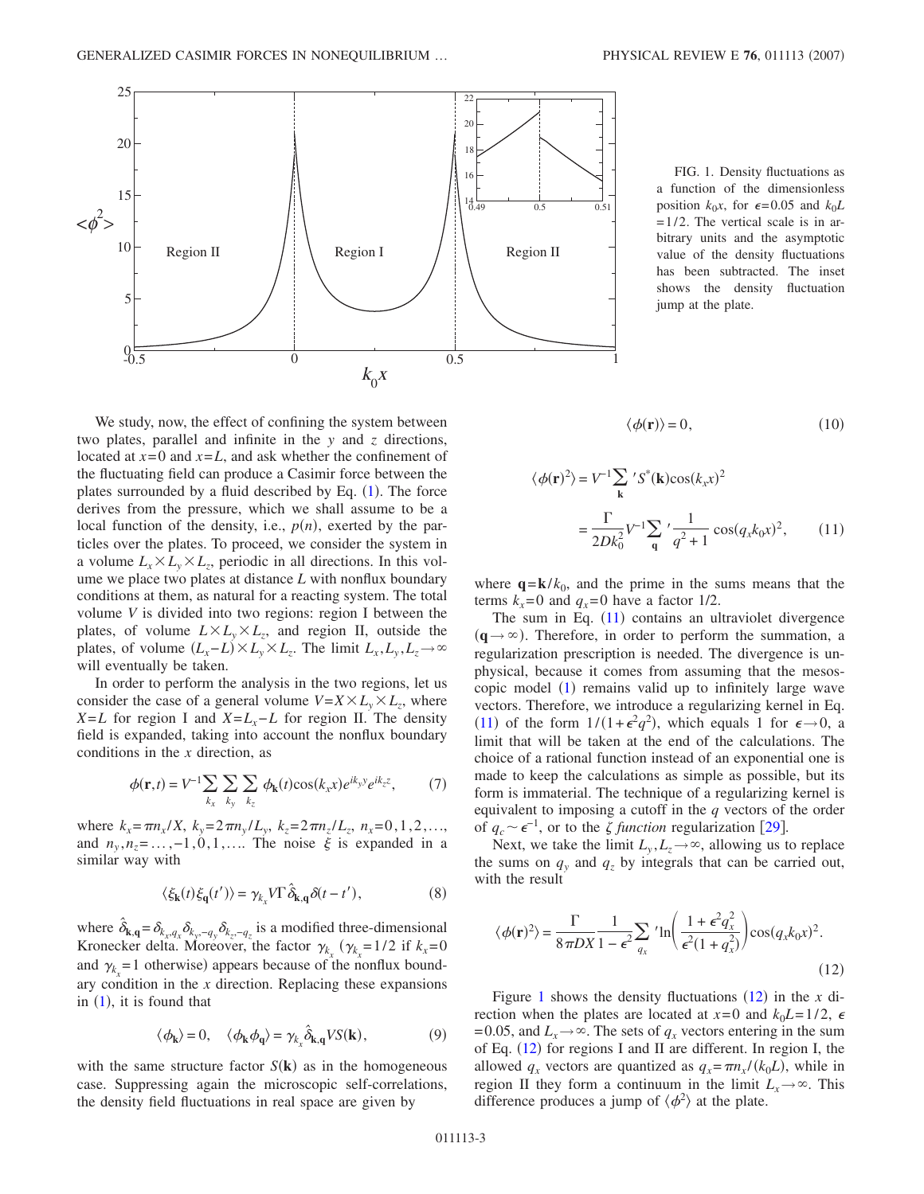FIG. 1. Density fluctuations as a function of the dimensionless position $k_0x$, for $\epsilon=0.05$ and $k_0L=1/2$. The vertical scale is in arbitrary units and the asymptotic value of the density fluctuations has been subtracted. The inset shows the density fluctuation jump at the plate.

We study, now, the effect of confining the system between two plates, parallel and infinite in the $y$ and $z$ directions, located at $x=0$ and $x=L$, and ask whether the confinement of the fluctuating field can produce a Casimir force between the plates surrounded by a fluid described by Eq. (1). The force derives from the pressure, which we shall assume to be a local function of the density, i.e., $p(n)$, exerted by the particles over the plates. To proceed, we consider the system in a volume $L_x\times L_y\times L_z$, periodic in all directions. In this volume we place two plates at distance $L$ with nonflux boundary conditions at them, as natural for a reacting system. The total volume $V$ is divided into two regions: region I between the plates, of volume $L\times L_y\times L_z$, and region II, outside the plates, of volume $(L_x-L)\times L_y\times L_z$. The limit $L_x,L_y,L_z\to\infty$ will eventually be taken.

In order to perform the analysis in the two regions, let us consider the case of a general volume $V=X\times L_y\times L_z$, where $X=L$ for region I and $X=L_x-L$ for region II. The density field is expanded, taking into account the nonflux boundary conditions in the $x$ direction, as

$$\phi(\mathbf{r},t)=V^{-1}\sum_{k_x}\sum_{k_y}\sum_{k_z}\phi_{\mathbf{k}}(t)\cos(k_xx)e^{ik_yy}e^{ik_zz}, \tag{7}$$

where $k_x=\pi n_x/X$, $k_y=2\pi n_y/L_y$, $k_z=2\pi n_z/L_z$, $n_x=0,1,2,\ldots$, and $n_y,n_z=\ldots,-1,0,1,\ldots$. The noise $\xi$ is expanded in a similar way with

$$\langle\xi_{\mathbf{k}}(t)\xi_{\mathbf{q}}(t')\rangle=\gamma_{k_x}V\Gamma\hat{\delta}_{\mathbf{k},\mathbf{q}}\delta(t-t'), \tag{8}$$

where $\hat{\delta}_{\mathbf{k},\mathbf{q}}=\delta_{k_x,q_x}\delta_{k_y,-q_y}\delta_{k_z,-q_z}$ is a modified three-dimensional Kronecker delta. Moreover, the factor $\gamma_{k_x}$ ($\gamma_{k_x}=1/2$ if $k_x=0$ and $\gamma_{k_x}=1$ otherwise) appears because of the nonflux boundary condition in the $x$ direction. Replacing these expansions in (1), it is found that

$$\langle\phi_{\mathbf{k}}\rangle=0,\quad \langle\phi_{\mathbf{k}}\phi_{\mathbf{q}}\rangle=\gamma_{k_x}\hat{\delta}_{\mathbf{k},\mathbf{q}}VS(\mathbf{k}), \tag{9}$$

with the same structure factor $S(\mathbf{k})$ as in the homogeneous case. Suppressing again the microscopic self-correlations, the density field fluctuations in real space are given by

$$\langle\phi(\mathbf{r})\rangle=0, \tag{10}$$

$$\langle\phi(\mathbf{r})^2\rangle=V^{-1}{\sum_{\mathbf{k}}}'S^*(\mathbf{k})\cos(k_xx)^2=\frac{\Gamma}{2Dk_0^2}V^{-1}{\sum_{\mathbf{q}}}'\frac{1}{q^2+1}\cos(q_xk_0x)^2, \tag{11}$$

where $\mathbf{q}=\mathbf{k}/k_0$, and the prime in the sums means that the terms $k_x=0$ and $q_x=0$ have a factor 1/2.

The sum in Eq. (11) contains an ultraviolet divergence ($\mathbf{q}\to\infty$). Therefore, in order to perform the summation, a regularization prescription is needed. The divergence is unphysical, because it comes from assuming that the mesoscopic model (1) remains valid up to infinitely large wave vectors. Therefore, we introduce a regularizing kernel in Eq. (11) of the form $1/(1+\epsilon^2q^2)$, which equals 1 for $\epsilon\to0$, a limit that will be taken at the end of the calculations. The choice of a rational function instead of an exponential one is made to keep the calculations as simple as possible, but its form is immaterial. The technique of a regularizing kernel is equivalent to imposing a cutoff in the $q$ vectors of the order of $q_c\sim\epsilon^{-1}$, or to the *ζ function* regularization [29].

Next, we take the limit $L_y,L_z\to\infty$, allowing us to replace the sums on $q_y$ and $q_z$ by integrals that can be carried out, with the result

$$\langle\phi(\mathbf{r})^2\rangle=\frac{\Gamma}{8\pi DX}\frac{1}{1-\epsilon^2}{\sum_{q_x}}'\ln\left(\frac{1+\epsilon^2q_x^2}{\epsilon^2(1+q_x^2)}\right)\cos(q_xk_0x)^2. \tag{12}$$

Figure 1 shows the density fluctuations (12) in the $x$ direction when the plates are located at $x=0$ and $k_0L=1/2$, $\epsilon=0.05$, and $L_x\to\infty$. The sets of $q_x$ vectors entering in the sum of Eq. (12) for regions I and II are different. In region I, the allowed $q_x$ vectors are quantized as $q_x=\pi n_x/(k_0L)$, while in region II they form a continuum in the limit $L_x\to\infty$. This difference produces a jump of $\langle\phi^2\rangle$ at the plate.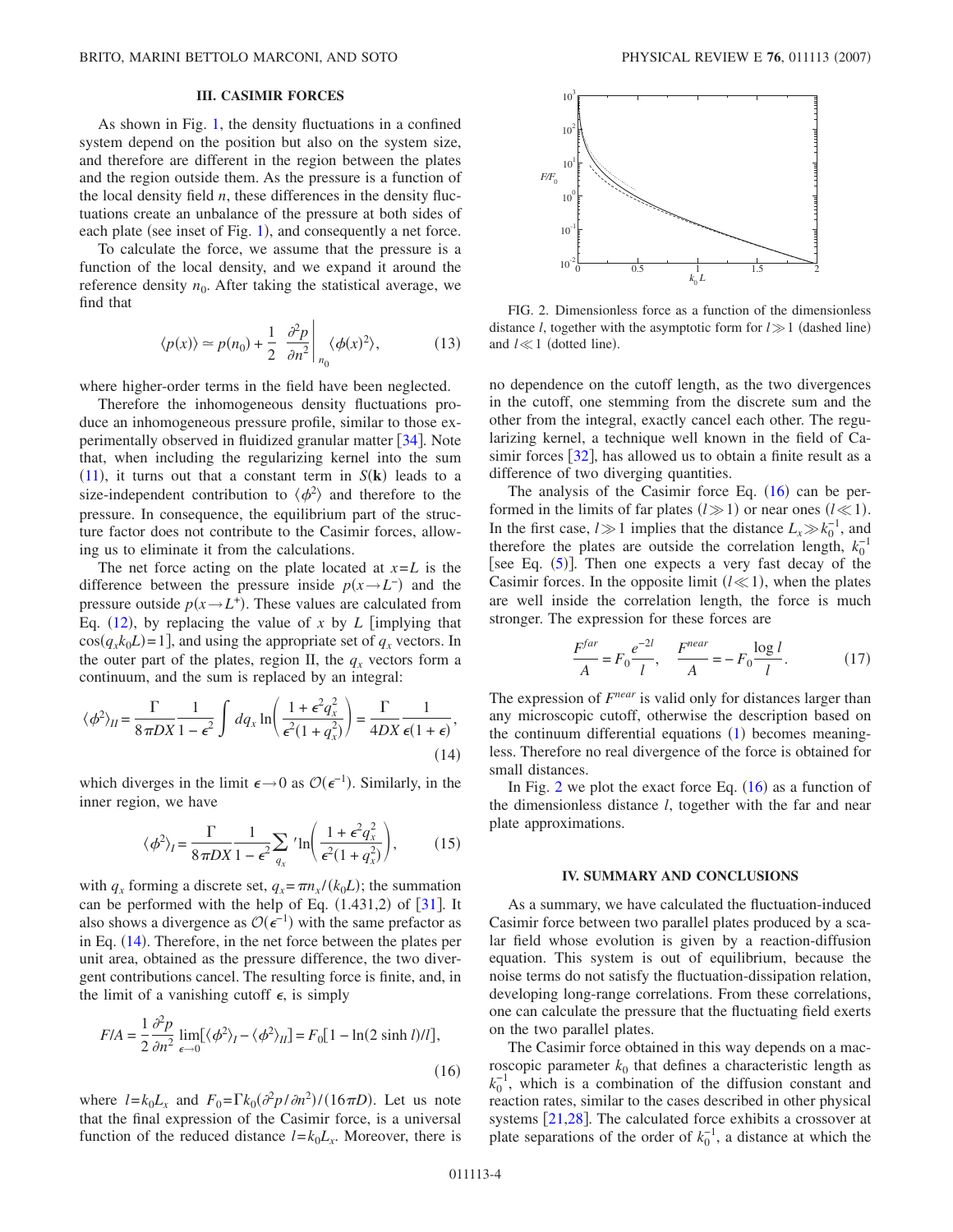## III. CASIMIR FORCES

As shown in Fig. 1, the density fluctuations in a confined system depend on the position but also on the system size, and therefore are different in the region between the plates and the region outside them. As the pressure is a function of the local density field $n$, these differences in the density fluctuations create an unbalance of the pressure at both sides of each plate (see inset of Fig. 1), and consequently a net force.

To calculate the force, we assume that the pressure is a function of the local density, and we expand it around the reference density $n_0$. After taking the statistical average, we find that

$$\langle p(x)\rangle \simeq p(n_0) + \frac{1}{2}\left.\frac{\partial^2 p}{\partial n^2}\right|_{n_0} \langle \phi(x)^2\rangle, \tag{13}$$

where higher-order terms in the field have been neglected.

Therefore the inhomogeneous density fluctuations produce an inhomogeneous pressure profile, similar to those experimentally observed in fluidized granular matter [34]. Note that, when including the regularizing kernel into the sum (11), it turns out that a constant term in $S(\mathbf{k})$ leads to a size-independent contribution to $\langle\phi^2\rangle$ and therefore to the pressure. In consequence, the equilibrium part of the structure factor does not contribute to the Casimir forces, allowing us to eliminate it from the calculations.

The net force acting on the plate located at $x=L$ is the difference between the pressure inside $p(x\to L^-)$ and the pressure outside $p(x\to L^+)$. These values are calculated from Eq. (12), by replacing the value of $x$ by $L$ [implying that $\cos(q_x k_0 L)=1$], and using the appropriate set of $q_x$ vectors. In the outer part of the plates, region II, the $q_x$ vectors form a continuum, and the sum is replaced by an integral:

$$\langle\phi^2\rangle_{II} = \frac{\Gamma}{8\pi DX}\frac{1}{1-\epsilon^2}\int dq_x \ln\left(\frac{1+\epsilon^2 q_x^2}{\epsilon^2(1+q_x^2)}\right) = \frac{\Gamma}{4DX}\frac{1}{\epsilon(1+\epsilon)}, \tag{14}$$

which diverges in the limit $\epsilon\to 0$ as $\mathcal{O}(\epsilon^{-1})$. Similarly, in the inner region, we have

$$\langle\phi^2\rangle_{I} = \frac{\Gamma}{8\pi DX}\frac{1}{1-\epsilon^2}\sum_{q_x}{}' \ln\left(\frac{1+\epsilon^2 q_x^2}{\epsilon^2(1+q_x^2)}\right), \tag{15}$$

with $q_x$ forming a discrete set, $q_x=\pi n_x/(k_0 L)$; the summation can be performed with the help of Eq. (1.431,2) of [31]. It also shows a divergence as $\mathcal{O}(\epsilon^{-1})$ with the same prefactor as in Eq. (14). Therefore, in the net force between the plates per unit area, obtained as the pressure difference, the two divergent contributions cancel. The resulting force is finite, and, in the limit of a vanishing cutoff $\epsilon$, is simply

$$F/A = \frac{1}{2}\frac{\partial^2 p}{\partial n^2}\lim_{\epsilon\to 0}[\langle\phi^2\rangle_I - \langle\phi^2\rangle_{II}] = F_0[1-\ln(2\sinh l)/l], \tag{16}$$

where $l=k_0 L_x$ and $F_0=\Gamma k_0(\partial^2 p/\partial n^2)/(16\pi D)$. Let us note that the final expression of the Casimir force, is a universal function of the reduced distance $l=k_0 L_x$. Moreover, there is no dependence on the cutoff length, as the two divergences in the cutoff, one stemming from the discrete sum and the other from the integral, exactly cancel each other. The regularizing kernel, a technique well known in the field of Casimir forces [32], has allowed us to obtain a finite result as a difference of two diverging quantities.

The analysis of the Casimir force Eq. (16) can be performed in the limits of far plates $(l\gg 1)$ or near ones $(l\ll 1)$. In the first case, $l\gg 1$ implies that the distance $L_x \gg k_0^{-1}$, and therefore the plates are outside the correlation length, $k_0^{-1}$ [see Eq. (5)]. Then one expects a very fast decay of the Casimir forces. In the opposite limit $(l\ll 1)$, when the plates are well inside the correlation length, the force is much stronger. The expression for these forces are

$$\frac{F^{far}}{A} = F_0\frac{e^{-2l}}{l}, \quad \frac{F^{near}}{A} = -F_0\frac{\log l}{l}. \tag{17}$$

The expression of $F^{near}$ is valid only for distances larger than any microscopic cutoff, otherwise the description based on the continuum differential equations (1) becomes meaningless. Therefore no real divergence of the force is obtained for small distances.

In Fig. 2 we plot the exact force Eq. (16) as a function of the dimensionless distance $l$, together with the far and near plate approximations.

FIG. 2. Dimensionless force as a function of the dimensionless distance $l$, together with the asymptotic form for $l\gg 1$ (dashed line) and $l\ll 1$ (dotted line).

## IV. SUMMARY AND CONCLUSIONS

As a summary, we have calculated the fluctuation-induced Casimir force between two parallel plates produced by a scalar field whose evolution is given by a reaction-diffusion equation. This system is out of equilibrium, because the noise terms do not satisfy the fluctuation-dissipation relation, developing long-range correlations. From these correlations, one can calculate the pressure that the fluctuating field exerts on the two parallel plates.

The Casimir force obtained in this way depends on a macroscopic parameter $k_0$ that defines a characteristic length as $k_0^{-1}$, which is a combination of the diffusion constant and reaction rates, similar to the cases described in other physical systems [21,28]. The calculated force exhibits a crossover at plate separations of the order of $k_0^{-1}$, a distance at which the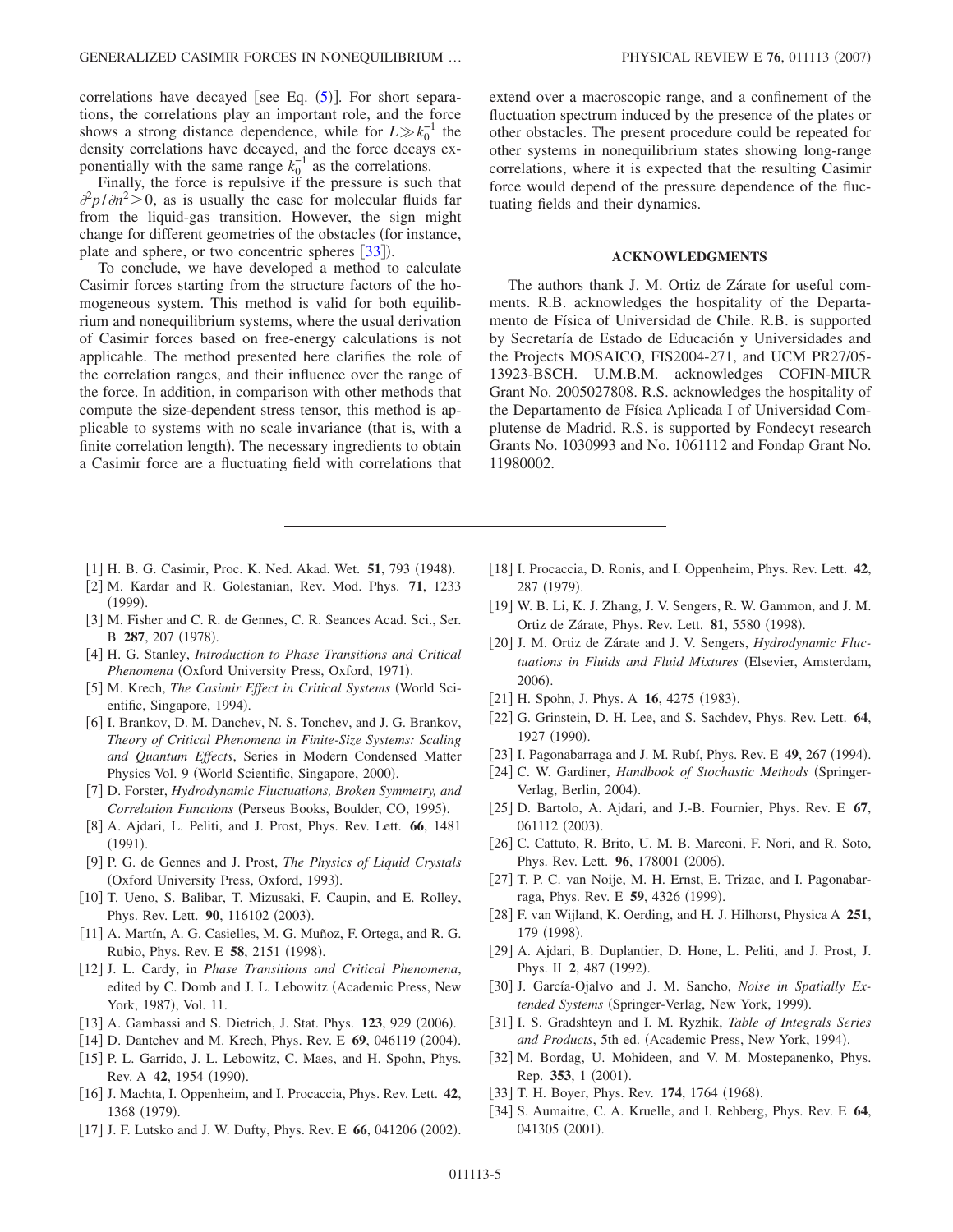correlations have decayed [see Eq. (5)]. For short separations, the correlations play an important role, and the force shows a strong distance dependence, while for $L \gg k_0^{-1}$ the density correlations have decayed, and the force decays exponentially with the same range $k_0^{-1}$ as the correlations.

Finally, the force is repulsive if the pressure is such that $\partial^2 p / \partial n^2 > 0$, as is usually the case for molecular fluids far from the liquid-gas transition. However, the sign might change for different geometries of the obstacles (for instance, plate and sphere, or two concentric spheres [33]).

To conclude, we have developed a method to calculate Casimir forces starting from the structure factors of the homogeneous system. This method is valid for both equilibrium and nonequilibrium systems, where the usual derivation of Casimir forces based on free-energy calculations is not applicable. The method presented here clarifies the role of the correlation ranges, and their influence over the range of the force. In addition, in comparison with other methods that compute the size-dependent stress tensor, this method is applicable to systems with no scale invariance (that is, with a finite correlation length). The necessary ingredients to obtain a Casimir force are a fluctuating field with correlations that extend over a macroscopic range, and a confinement of the fluctuation spectrum induced by the presence of the plates or other obstacles. The present procedure could be repeated for other systems in nonequilibrium states showing long-range correlations, where it is expected that the resulting Casimir force would depend of the pressure dependence of the fluctuating fields and their dynamics.

## ACKNOWLEDGMENTS

The authors thank J. M. Ortiz de Zárate for useful comments. R.B. acknowledges the hospitality of the Departamento de Física of Universidad de Chile. R.B. is supported by Secretaría de Estado de Educación y Universidades and the Projects MOSAICO, FIS2004-271, and UCM PR27/05-13923-BSCH. U.M.B.M. acknowledges COFIN-MIUR Grant No. 2005027808. R.S. acknowledges the hospitality of the Departamento de Física Aplicada I of Universidad Complutense de Madrid. R.S. is supported by Fondecyt research Grants No. 1030993 and No. 1061112 and Fondap Grant No. 11980002.

---

[1] H. B. G. Casimir, Proc. K. Ned. Akad. Wet. **51**, 793 (1948).
[2] M. Kardar and R. Golestanian, Rev. Mod. Phys. **71**, 1233 (1999).
[3] M. Fisher and C. R. de Gennes, C. R. Seances Acad. Sci., Ser. B **287**, 207 (1978).
[4] H. G. Stanley, *Introduction to Phase Transitions and Critical Phenomena* (Oxford University Press, Oxford, 1971).
[5] M. Krech, *The Casimir Effect in Critical Systems* (World Scientific, Singapore, 1994).
[6] I. Brankov, D. M. Danchev, N. S. Tonchev, and J. G. Brankov, *Theory of Critical Phenomena in Finite-Size Systems: Scaling and Quantum Effects*, Series in Modern Condensed Matter Physics Vol. 9 (World Scientific, Singapore, 2000).
[7] D. Forster, *Hydrodynamic Fluctuations, Broken Symmetry, and Correlation Functions* (Perseus Books, Boulder, CO, 1995).
[8] A. Ajdari, L. Peliti, and J. Prost, Phys. Rev. Lett. **66**, 1481 (1991).
[9] P. G. de Gennes and J. Prost, *The Physics of Liquid Crystals* (Oxford University Press, Oxford, 1993).
[10] T. Ueno, S. Balibar, T. Mizusaki, F. Caupin, and E. Rolley, Phys. Rev. Lett. **90**, 116102 (2003).
[11] A. Martín, A. G. Casielles, M. G. Muñoz, F. Ortega, and R. G. Rubio, Phys. Rev. E **58**, 2151 (1998).
[12] J. L. Cardy, in *Phase Transitions and Critical Phenomena*, edited by C. Domb and J. L. Lebowitz (Academic Press, New York, 1987), Vol. 11.
[13] A. Gambassi and S. Dietrich, J. Stat. Phys. **123**, 929 (2006).
[14] D. Dantchev and M. Krech, Phys. Rev. E **69**, 046119 (2004).
[15] P. L. Garrido, J. L. Lebowitz, C. Maes, and H. Spohn, Phys. Rev. A **42**, 1954 (1990).
[16] J. Machta, I. Oppenheim, and I. Procaccia, Phys. Rev. Lett. **42**, 1368 (1979).
[17] J. F. Lutsko and J. W. Dufty, Phys. Rev. E **66**, 041206 (2002).
[18] I. Procaccia, D. Ronis, and I. Oppenheim, Phys. Rev. Lett. **42**, 287 (1979).
[19] W. B. Li, K. J. Zhang, J. V. Sengers, R. W. Gammon, and J. M. Ortiz de Zárate, Phys. Rev. Lett. **81**, 5580 (1998).
[20] J. M. Ortiz de Zárate and J. V. Sengers, *Hydrodynamic Fluctuations in Fluids and Fluid Mixtures* (Elsevier, Amsterdam, 2006).
[21] H. Spohn, J. Phys. A **16**, 4275 (1983).
[22] G. Grinstein, D. H. Lee, and S. Sachdev, Phys. Rev. Lett. **64**, 1927 (1990).
[23] I. Pagonabarraga and J. M. Rubí, Phys. Rev. E **49**, 267 (1994).
[24] C. W. Gardiner, *Handbook of Stochastic Methods* (Springer-Verlag, Berlin, 2004).
[25] D. Bartolo, A. Ajdari, and J.-B. Fournier, Phys. Rev. E **67**, 061112 (2003).
[26] C. Cattuto, R. Brito, U. M. B. Marconi, F. Nori, and R. Soto, Phys. Rev. Lett. **96**, 178001 (2006).
[27] T. P. C. van Noije, M. H. Ernst, E. Trizac, and I. Pagonabarraga, Phys. Rev. E **59**, 4326 (1999).
[28] F. van Wijland, K. Oerding, and H. J. Hilhorst, Physica A **251**, 179 (1998).
[29] A. Ajdari, B. Duplantier, D. Hone, L. Peliti, and J. Prost, J. Phys. II **2**, 487 (1992).
[30] J. García-Ojalvo and J. M. Sancho, *Noise in Spatially Extended Systems* (Springer-Verlag, New York, 1999).
[31] I. S. Gradshteyn and I. M. Ryzhik, *Table of Integrals Series and Products*, 5th ed. (Academic Press, New York, 1994).
[32] M. Bordag, U. Mohideen, and V. M. Mostepanenko, Phys. Rep. **353**, 1 (2001).
[33] T. H. Boyer, Phys. Rev. **174**, 1764 (1968).
[34] S. Aumaitre, C. A. Kruelle, and I. Rehberg, Phys. Rev. E **64**, 041305 (2001).